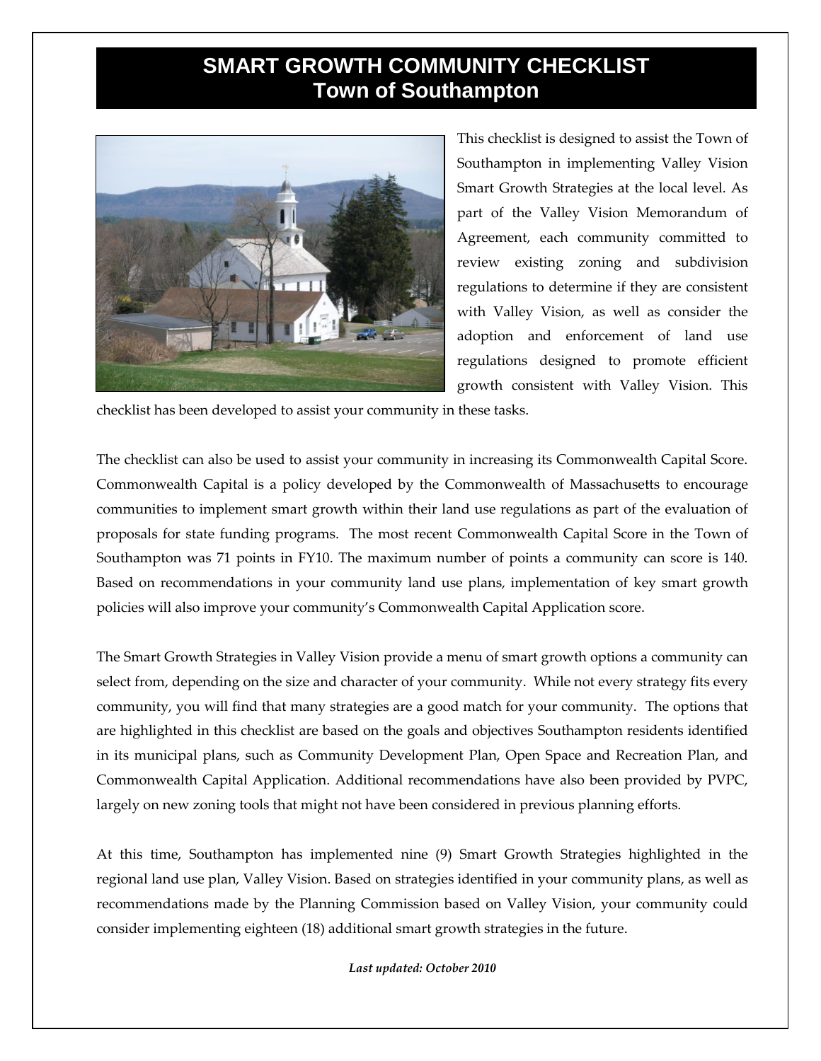# SMART GROWTH COMMUNITY CHECKLIST
## Town of Southampton

This checklist is designed to assist the Town of Southampton in implementing Valley Vision Smart Growth Strategies at the local level. As part of the Valley Vision Memorandum of Agreement, each community committed to review existing zoning and subdivision regulations to determine if they are consistent with Valley Vision, as well as consider the adoption and enforcement of land use regulations designed to promote efficient growth consistent with Valley Vision. This checklist has been developed to assist your community in these tasks.

The checklist can also be used to assist your community in increasing its Commonwealth Capital Score. Commonwealth Capital is a policy developed by the Commonwealth of Massachusetts to encourage communities to implement smart growth within their land use regulations as part of the evaluation of proposals for state funding programs. The most recent Commonwealth Capital Score in the Town of Southampton was 71 points in FY10. The maximum number of points a community can score is 140. Based on recommendations in your community land use plans, implementation of key smart growth policies will also improve your community's Commonwealth Capital Application score.

The Smart Growth Strategies in Valley Vision provide a menu of smart growth options a community can select from, depending on the size and character of your community. While not every strategy fits every community, you will find that many strategies are a good match for your community. The options that are highlighted in this checklist are based on the goals and objectives Southampton residents identified in its municipal plans, such as Community Development Plan, Open Space and Recreation Plan, and Commonwealth Capital Application. Additional recommendations have also been provided by PVPC, largely on new zoning tools that might not have been considered in previous planning efforts.

At this time, Southampton has implemented nine (9) Smart Growth Strategies highlighted in the regional land use plan, Valley Vision. Based on strategies identified in your community plans, as well as recommendations made by the Planning Commission based on Valley Vision, your community could consider implementing eighteen (18) additional smart growth strategies in the future.

***Last updated: October 2010***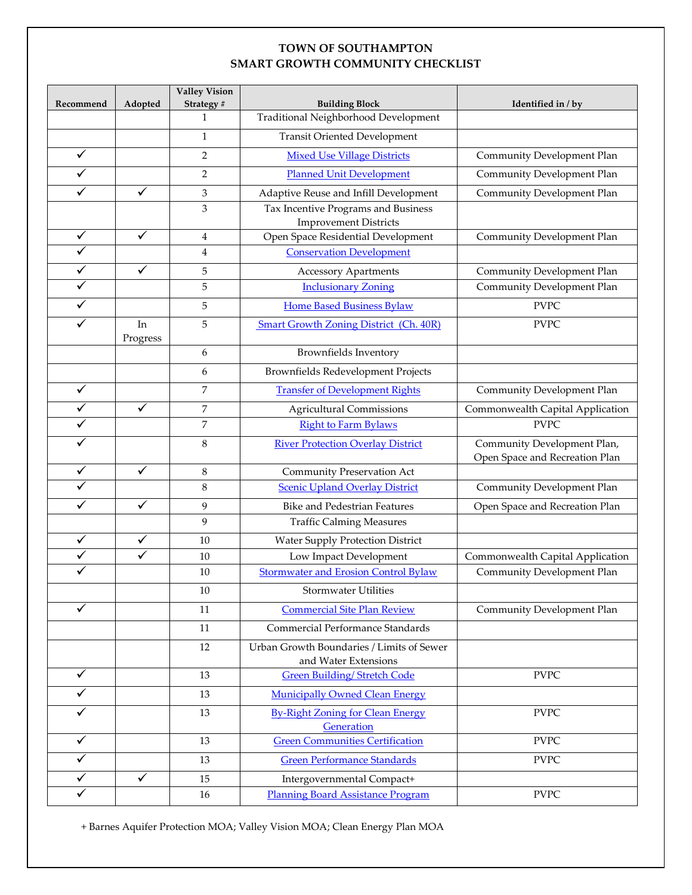# TOWN OF SOUTHAMPTON
## SMART GROWTH COMMUNITY CHECKLIST

| Recommend | Adopted | Valley Vision Strategy # | Building Block | Identified in / by |
|---|---|---|---|---|
| | | 1 | Traditional Neighborhood Development | |
| | | 1 | Transit Oriented Development | |
| ✓ | | 2 | Mixed Use Village Districts | Community Development Plan |
| ✓ | | 2 | Planned Unit Development | Community Development Plan |
| ✓ | ✓ | 3 | Adaptive Reuse and Infill Development | Community Development Plan |
| | | 3 | Tax Incentive Programs and Business Improvement Districts | |
| ✓ | ✓ | 4 | Open Space Residential Development | Community Development Plan |
| ✓ | | 4 | Conservation Development | |
| ✓ | ✓ | 5 | Accessory Apartments | Community Development Plan |
| ✓ | | 5 | Inclusionary Zoning | Community Development Plan |
| ✓ | | 5 | Home Based Business Bylaw | PVPC |
| ✓ | In Progress | 5 | Smart Growth Zoning District (Ch. 40R) | PVPC |
| | | 6 | Brownfields Inventory | |
| | | 6 | Brownfields Redevelopment Projects | |
| ✓ | | 7 | Transfer of Development Rights | Community Development Plan |
| ✓ | ✓ | 7 | Agricultural Commissions | Commonwealth Capital Application |
| ✓ | | 7 | Right to Farm Bylaws | PVPC |
| ✓ | | 8 | River Protection Overlay District | Community Development Plan, Open Space and Recreation Plan |
| ✓ | ✓ | 8 | Community Preservation Act | |
| ✓ | | 8 | Scenic Upland Overlay District | Community Development Plan |
| ✓ | ✓ | 9 | Bike and Pedestrian Features | Open Space and Recreation Plan |
| | | 9 | Traffic Calming Measures | |
| ✓ | ✓ | 10 | Water Supply Protection District | |
| ✓ | ✓ | 10 | Low Impact Development | Commonwealth Capital Application |
| ✓ | | 10 | Stormwater and Erosion Control Bylaw | Community Development Plan |
| | | 10 | Stormwater Utilities | |
| ✓ | | 11 | Commercial Site Plan Review | Community Development Plan |
| | | 11 | Commercial Performance Standards | |
| | | 12 | Urban Growth Boundaries / Limits of Sewer and Water Extensions | |
| ✓ | | 13 | Green Building/ Stretch Code | PVPC |
| ✓ | | 13 | Municipally Owned Clean Energy | |
| ✓ | | 13 | By-Right Zoning for Clean Energy Generation | PVPC |
| ✓ | | 13 | Green Communities Certification | PVPC |
| ✓ | | 13 | Green Performance Standards | PVPC |
| ✓ | ✓ | 15 | Intergovernmental Compact+ | |
| ✓ | | 16 | Planning Board Assistance Program | PVPC |

+ Barnes Aquifer Protection MOA; Valley Vision MOA; Clean Energy Plan MOA